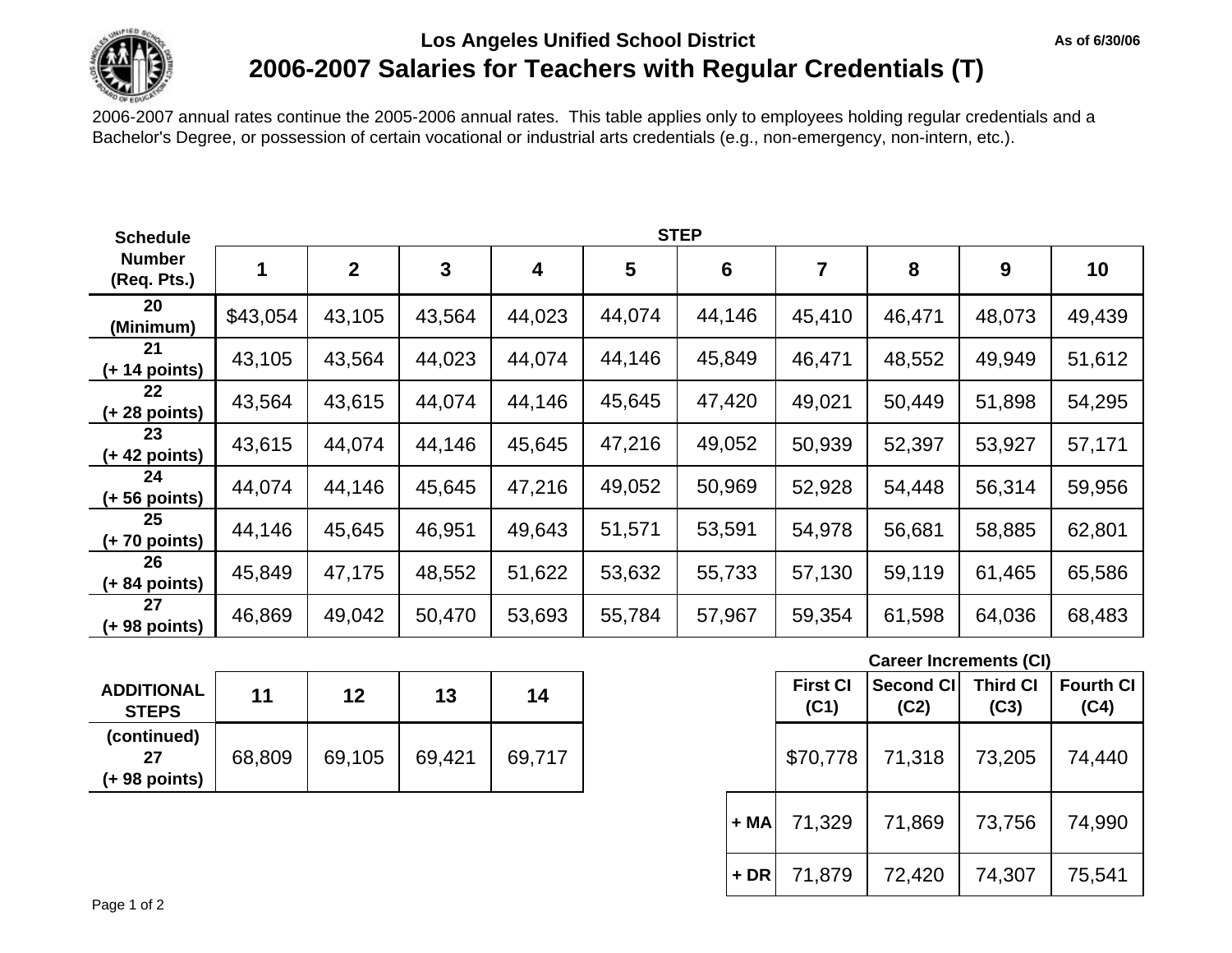# Los Angeles Unified School District

As of 6/30/06

## 2006-2007 Salaries for Teachers with Regular Credentials (T)

2006-2007 annual rates continue the 2005-2006 annual rates. This table applies only to employees holding regular credentials and a Bachelor's Degree, or possession of certain vocational or industrial arts credentials (e.g., non-emergency, non-intern, etc.).

| Schedule Number (Req. Pts.) | STEP 1 | 2 | 3 | 4 | 5 | 6 | 7 | 8 | 9 | 10 |
|---|---|---|---|---|---|---|---|---|---|---|
| 20 (Minimum) | $43,054 | 43,105 | 43,564 | 44,023 | 44,074 | 44,146 | 45,410 | 46,471 | 48,073 | 49,439 |
| 21 (+ 14 points) | 43,105 | 43,564 | 44,023 | 44,074 | 44,146 | 45,849 | 46,471 | 48,552 | 49,949 | 51,612 |
| 22 (+ 28 points) | 43,564 | 43,615 | 44,074 | 44,146 | 45,645 | 47,420 | 49,021 | 50,449 | 51,898 | 54,295 |
| 23 (+ 42 points) | 43,615 | 44,074 | 44,146 | 45,645 | 47,216 | 49,052 | 50,939 | 52,397 | 53,927 | 57,171 |
| 24 (+ 56 points) | 44,074 | 44,146 | 45,645 | 47,216 | 49,052 | 50,969 | 52,928 | 54,448 | 56,314 | 59,956 |
| 25 (+ 70 points) | 44,146 | 45,645 | 46,951 | 49,643 | 51,571 | 53,591 | 54,978 | 56,681 | 58,885 | 62,801 |
| 26 (+ 84 points) | 45,849 | 47,175 | 48,552 | 51,622 | 53,632 | 55,733 | 57,130 | 59,119 | 61,465 | 65,586 |
| 27 (+ 98 points) | 46,869 | 49,042 | 50,470 | 53,693 | 55,784 | 57,967 | 59,354 | 61,598 | 64,036 | 68,483 |

| ADDITIONAL STEPS | 11 | 12 | 13 | 14 |
|---|---|---|---|---|
| (continued) 27 (+ 98 points) | 68,809 | 69,105 | 69,421 | 69,717 |

**Career Increments (CI)**

| | First CI (C1) | Second CI (C2) | Third CI (C3) | Fourth CI (C4) |
|---|---|---|---|---|
| | $70,778 | 71,318 | 73,205 | 74,440 |
| + MA | 71,329 | 71,869 | 73,756 | 74,990 |
| + DR | 71,879 | 72,420 | 74,307 | 75,541 |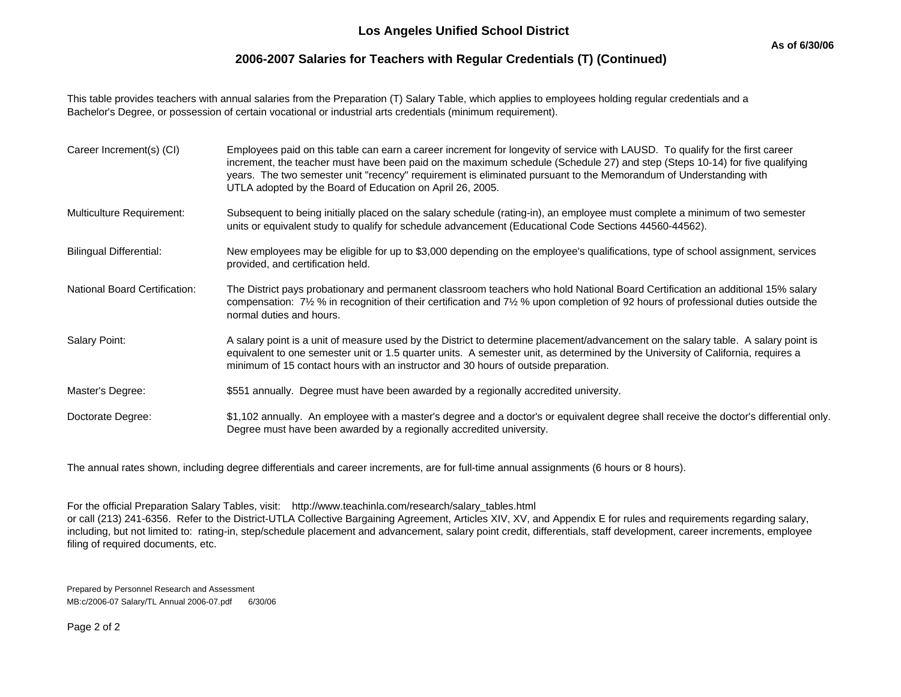# Los Angeles Unified School District

As of 6/30/06

## 2006-2007 Salaries for Teachers with Regular Credentials (T) (Continued)

This table provides teachers with annual salaries from the Preparation (T) Salary Table, which applies to employees holding regular credentials and a Bachelor's Degree, or possession of certain vocational or industrial arts credentials (minimum requirement).

| | |
|---|---|
| Career Increment(s) (CI) | Employees paid on this table can earn a career increment for longevity of service with LAUSD. To qualify for the first career increment, the teacher must have been paid on the maximum schedule (Schedule 27) and step (Steps 10-14) for five qualifying years. The two semester unit "recency" requirement is eliminated pursuant to the Memorandum of Understanding with UTLA adopted by the Board of Education on April 26, 2005. |
| Multiculture Requirement: | Subsequent to being initially placed on the salary schedule (rating-in), an employee must complete a minimum of two semester units or equivalent study to qualify for schedule advancement (Educational Code Sections 44560-44562). |
| Bilingual Differential: | New employees may be eligible for up to $3,000 depending on the employee's qualifications, type of school assignment, services provided, and certification held. |
| National Board Certification: | The District pays probationary and permanent classroom teachers who hold National Board Certification an additional 15% salary compensation: 7½ % in recognition of their certification and 7½ % upon completion of 92 hours of professional duties outside the normal duties and hours. |
| Salary Point: | A salary point is a unit of measure used by the District to determine placement/advancement on the salary table. A salary point is equivalent to one semester unit or 1.5 quarter units. A semester unit, as determined by the University of California, requires a minimum of 15 contact hours with an instructor and 30 hours of outside preparation. |
| Master's Degree: | $551 annually. Degree must have been awarded by a regionally accredited university. |
| Doctorate Degree: | $1,102 annually. An employee with a master's degree and a doctor's or equivalent degree shall receive the doctor's differential only. Degree must have been awarded by a regionally accredited university. |

The annual rates shown, including degree differentials and career increments, are for full-time annual assignments (6 hours or 8 hours).

For the official Preparation Salary Tables, visit: http://www.teachinla.com/research/salary_tables.html
or call (213) 241-6356. Refer to the District-UTLA Collective Bargaining Agreement, Articles XIV, XV, and Appendix E for rules and requirements regarding salary, including, but not limited to: rating-in, step/schedule placement and advancement, salary point credit, differentials, staff development, career increments, employee filing of required documents, etc.

Prepared by Personnel Research and Assessment
MB:c/2006-07 Salary/TL Annual 2006-07.pdf 6/30/06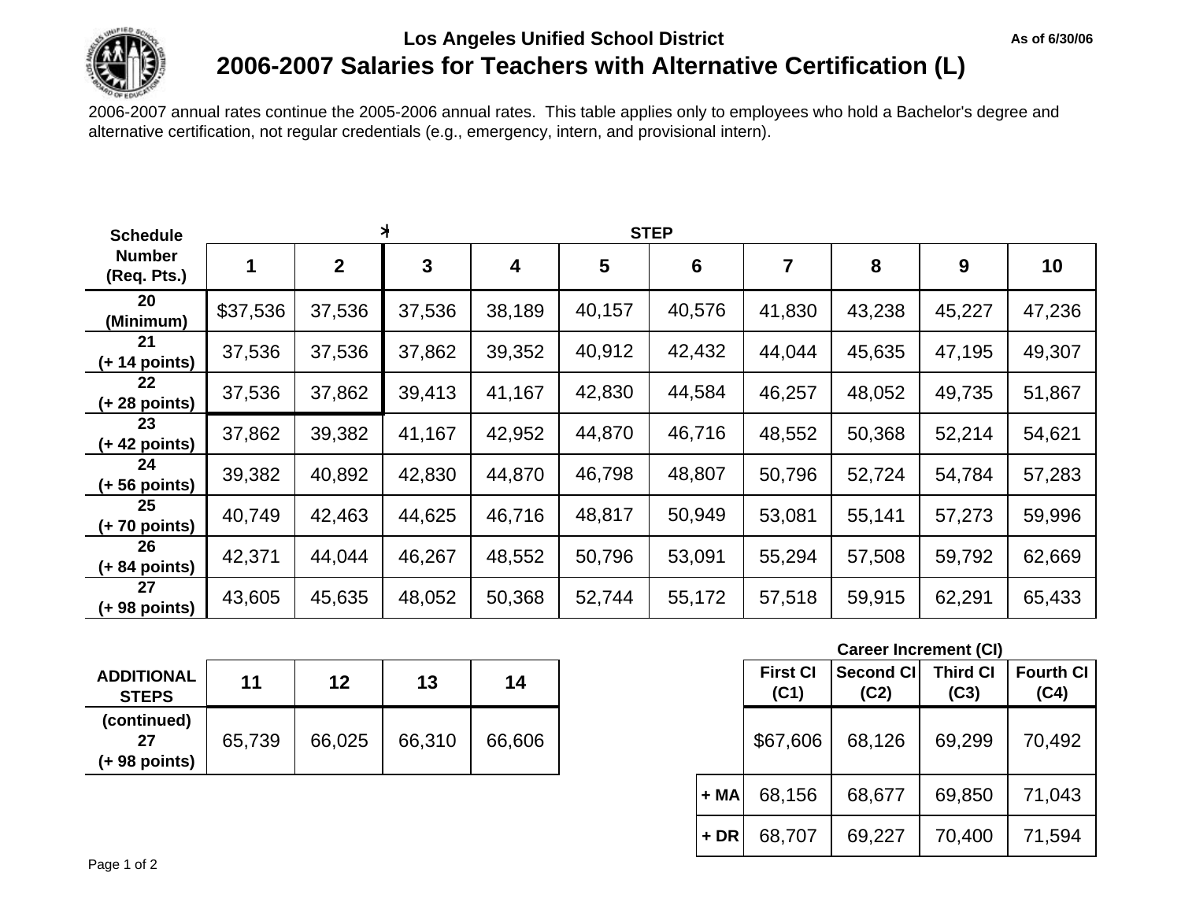Los Angeles Unified School District

As of 6/30/06

# 2006-2007 Salaries for Teachers with Alternative Certification (L)

2006-2007 annual rates continue the 2005-2006 annual rates. This table applies only to employees who hold a Bachelor's degree and alternative certification, not regular credentials (e.g., emergency, intern, and provisional intern).

| Schedule Number (Req. Pts.) | STEP 1 | 2 | 3 | 4 | 5 | 6 | 7 | 8 | 9 | 10 |
|---|---|---|---|---|---|---|---|---|---|---|
| 20 (Minimum) | $37,536 | 37,536 | 37,536 | 38,189 | 40,157 | 40,576 | 41,830 | 43,238 | 45,227 | 47,236 |
| 21 (+ 14 points) | 37,536 | 37,536 | 37,862 | 39,352 | 40,912 | 42,432 | 44,044 | 45,635 | 47,195 | 49,307 |
| 22 (+ 28 points) | 37,536 | 37,862 | 39,413 | 41,167 | 42,830 | 44,584 | 46,257 | 48,052 | 49,735 | 51,867 |
| 23 (+ 42 points) | 37,862 | 39,382 | 41,167 | 42,952 | 44,870 | 46,716 | 48,552 | 50,368 | 52,214 | 54,621 |
| 24 (+ 56 points) | 39,382 | 40,892 | 42,830 | 44,870 | 46,798 | 48,807 | 50,796 | 52,724 | 54,784 | 57,283 |
| 25 (+ 70 points) | 40,749 | 42,463 | 44,625 | 46,716 | 48,817 | 50,949 | 53,081 | 55,141 | 57,273 | 59,996 |
| 26 (+ 84 points) | 42,371 | 44,044 | 46,267 | 48,552 | 50,796 | 53,091 | 55,294 | 57,508 | 59,792 | 62,669 |
| 27 (+ 98 points) | 43,605 | 45,635 | 48,052 | 50,368 | 52,744 | 55,172 | 57,518 | 59,915 | 62,291 | 65,433 |

| ADDITIONAL STEPS | 11 | 12 | 13 | 14 |
|---|---|---|---|---|
| (continued) 27 (+ 98 points) | 65,739 | 66,025 | 66,310 | 66,606 |

**Career Increment (CI)**

| | First CI (C1) | Second CI (C2) | Third CI (C3) | Fourth CI (C4) |
|---|---|---|---|---|
| | $67,606 | 68,126 | 69,299 | 70,492 |
| + MA | 68,156 | 68,677 | 69,850 | 71,043 |
| + DR | 68,707 | 69,227 | 70,400 | 71,594 |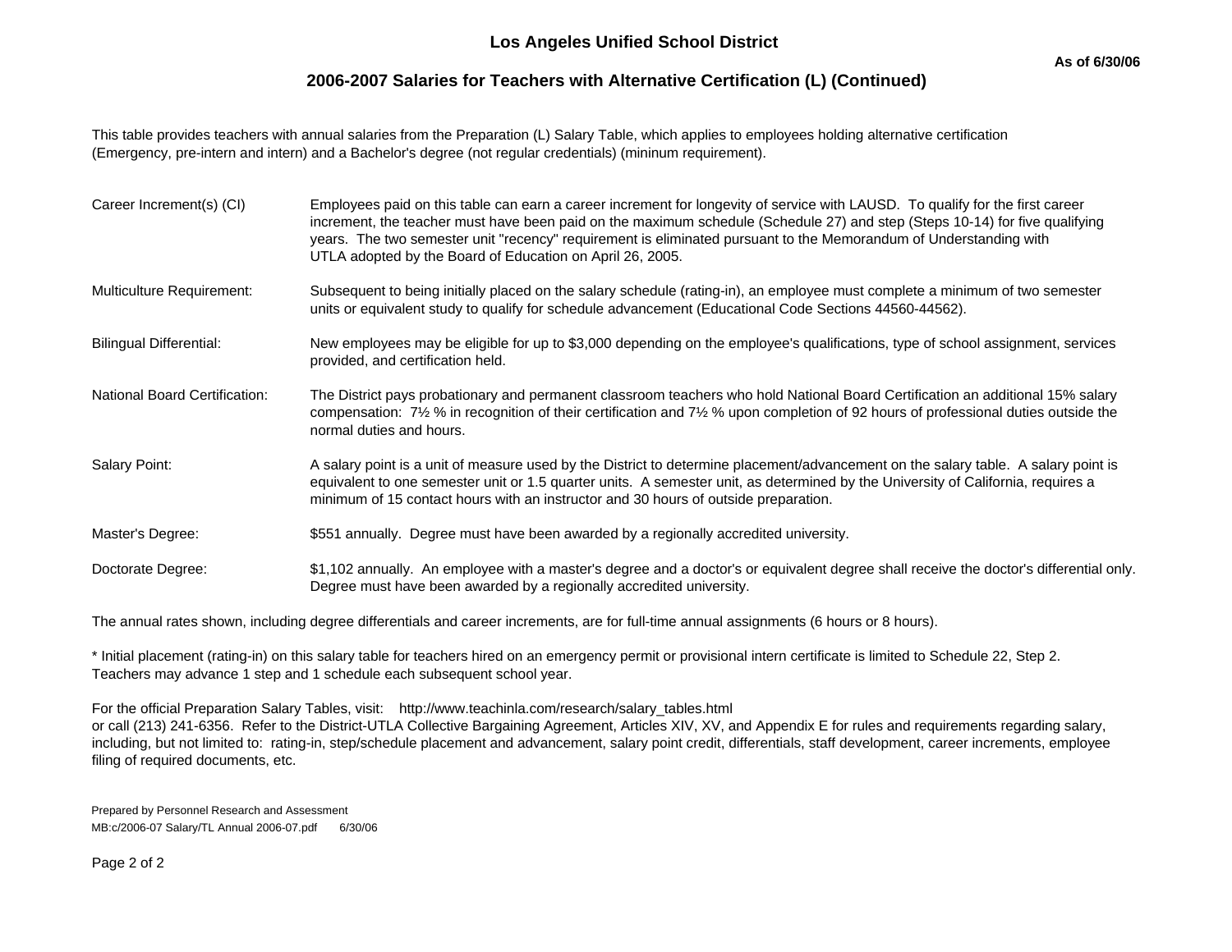# Los Angeles Unified School District

As of 6/30/06

## 2006-2007 Salaries for Teachers with Alternative Certification (L) (Continued)

This table provides teachers with annual salaries from the Preparation (L) Salary Table, which applies to employees holding alternative certification (Emergency, pre-intern and intern) and a Bachelor's degree (not regular credentials) (mininum requirement).

**Career Increment(s) (CI)**
Employees paid on this table can earn a career increment for longevity of service with LAUSD. To qualify for the first career increment, the teacher must have been paid on the maximum schedule (Schedule 27) and step (Steps 10-14) for five qualifying years. The two semester unit "recency" requirement is eliminated pursuant to the Memorandum of Understanding with UTLA adopted by the Board of Education on April 26, 2005.

**Multiculture Requirement:**
Subsequent to being initially placed on the salary schedule (rating-in), an employee must complete a minimum of two semester units or equivalent study to qualify for schedule advancement (Educational Code Sections 44560-44562).

**Bilingual Differential:**
New employees may be eligible for up to $3,000 depending on the employee's qualifications, type of school assignment, services provided, and certification held.

**National Board Certification:**
The District pays probationary and permanent classroom teachers who hold National Board Certification an additional 15% salary compensation: 7½ % in recognition of their certification and 7½ % upon completion of 92 hours of professional duties outside the normal duties and hours.

**Salary Point:**
A salary point is a unit of measure used by the District to determine placement/advancement on the salary table. A salary point is equivalent to one semester unit or 1.5 quarter units. A semester unit, as determined by the University of California, requires a minimum of 15 contact hours with an instructor and 30 hours of outside preparation.

**Master's Degree:**
$551 annually. Degree must have been awarded by a regionally accredited university.

**Doctorate Degree:**
$1,102 annually. An employee with a master's degree and a doctor's or equivalent degree shall receive the doctor's differential only. Degree must have been awarded by a regionally accredited university.

The annual rates shown, including degree differentials and career increments, are for full-time annual assignments (6 hours or 8 hours).

* Initial placement (rating-in) on this salary table for teachers hired on an emergency permit or provisional intern certificate is limited to Schedule 22, Step 2. Teachers may advance 1 step and 1 schedule each subsequent school year.

For the official Preparation Salary Tables, visit: http://www.teachinla.com/research/salary_tables.html
or call (213) 241-6356. Refer to the District-UTLA Collective Bargaining Agreement, Articles XIV, XV, and Appendix E for rules and requirements regarding salary, including, but not limited to: rating-in, step/schedule placement and advancement, salary point credit, differentials, staff development, career increments, employee filing of required documents, etc.

Prepared by Personnel Research and Assessment
MB:c/2006-07 Salary/TL Annual 2006-07.pdf 6/30/06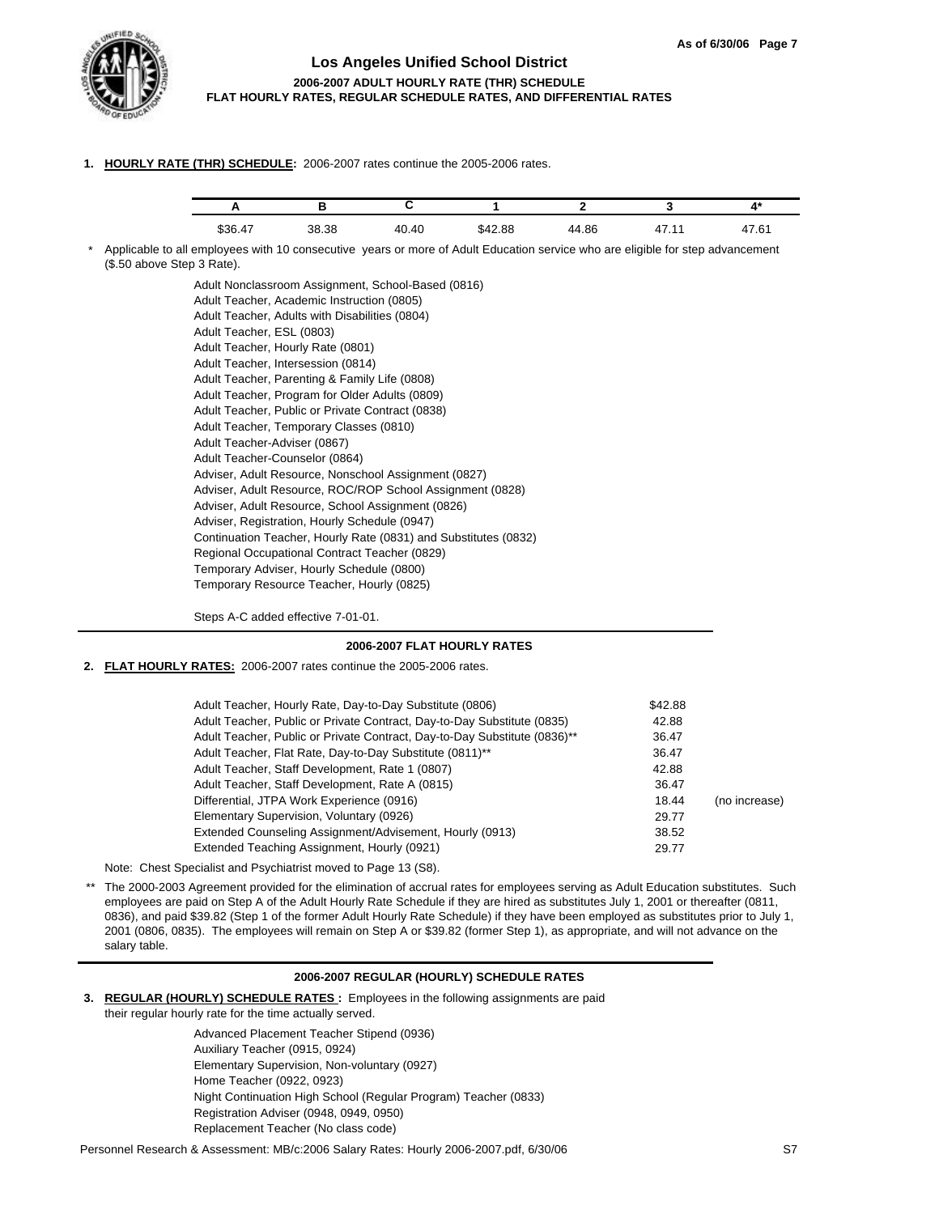# Los Angeles Unified School District

**2006-2007 ADULT HOURLY RATE (THR) SCHEDULE**
**FLAT HOURLY RATES, REGULAR SCHEDULE RATES, AND DIFFERENTIAL RATES**

**1. HOURLY RATE (THR) SCHEDULE:** 2006-2007 rates continue the 2005-2006 rates.

| A | B | C | 1 | 2 | 3 | 4* |
|---|---|---|---|---|---|---|
| $36.47 | 38.38 | 40.40 | $42.88 | 44.86 | 47.11 | 47.61 |

\* Applicable to all employees with 10 consecutive years or more of Adult Education service who are eligible for step advancement ($.50 above Step 3 Rate).

Adult Nonclassroom Assignment, School-Based (0816)
Adult Teacher, Academic Instruction (0805)
Adult Teacher, Adults with Disabilities (0804)
Adult Teacher, ESL (0803)
Adult Teacher, Hourly Rate (0801)
Adult Teacher, Intersession (0814)
Adult Teacher, Parenting & Family Life (0808)
Adult Teacher, Program for Older Adults (0809)
Adult Teacher, Public or Private Contract (0838)
Adult Teacher, Temporary Classes (0810)
Adult Teacher-Adviser (0867)
Adult Teacher-Counselor (0864)
Adviser, Adult Resource, Nonschool Assignment (0827)
Adviser, Adult Resource, ROC/ROP School Assignment (0828)
Adviser, Adult Resource, School Assignment (0826)
Adviser, Registration, Hourly Schedule (0947)
Continuation Teacher, Hourly Rate (0831) and Substitutes (0832)
Regional Occupational Contract Teacher (0829)
Temporary Adviser, Hourly Schedule (0800)
Temporary Resource Teacher, Hourly (0825)

Steps A-C added effective 7-01-01.

## 2006-2007 FLAT HOURLY RATES

**2. FLAT HOURLY RATES:** 2006-2007 rates continue the 2005-2006 rates.

| Assignment | Rate | |
|---|---|---|
| Adult Teacher, Hourly Rate, Day-to-Day Substitute (0806) | $42.88 | |
| Adult Teacher, Public or Private Contract, Day-to-Day Substitute (0835) | 42.88 | |
| Adult Teacher, Public or Private Contract, Day-to-Day Substitute (0836)** | 36.47 | |
| Adult Teacher, Flat Rate, Day-to-Day Substitute (0811)** | 36.47 | |
| Adult Teacher, Staff Development, Rate 1 (0807) | 42.88 | |
| Adult Teacher, Staff Development, Rate A (0815) | 36.47 | |
| Differential, JTPA Work Experience (0916) | 18.44 | (no increase) |
| Elementary Supervision, Voluntary (0926) | 29.77 | |
| Extended Counseling Assignment/Advisement, Hourly (0913) | 38.52 | |
| Extended Teaching Assignment, Hourly (0921) | 29.77 | |

Note: Chest Specialist and Psychiatrist moved to Page 13 (S8).

\*\* The 2000-2003 Agreement provided for the elimination of accrual rates for employees serving as Adult Education substitutes. Such employees are paid on Step A of the Adult Hourly Rate Schedule if they are hired as substitutes July 1, 2001 or thereafter (0811, 0836), and paid $39.82 (Step 1 of the former Adult Hourly Rate Schedule) if they have been employed as substitutes prior to July 1, 2001 (0806, 0835). The employees will remain on Step A or $39.82 (former Step 1), as appropriate, and will not advance on the salary table.

## 2006-2007 REGULAR (HOURLY) SCHEDULE RATES

**3. REGULAR (HOURLY) SCHEDULE RATES :** Employees in the following assignments are paid their regular hourly rate for the time actually served.

Advanced Placement Teacher Stipend (0936)
Auxiliary Teacher (0915, 0924)
Elementary Supervision, Non-voluntary (0927)
Home Teacher (0922, 0923)
Night Continuation High School (Regular Program) Teacher (0833)
Registration Adviser (0948, 0949, 0950)
Replacement Teacher (No class code)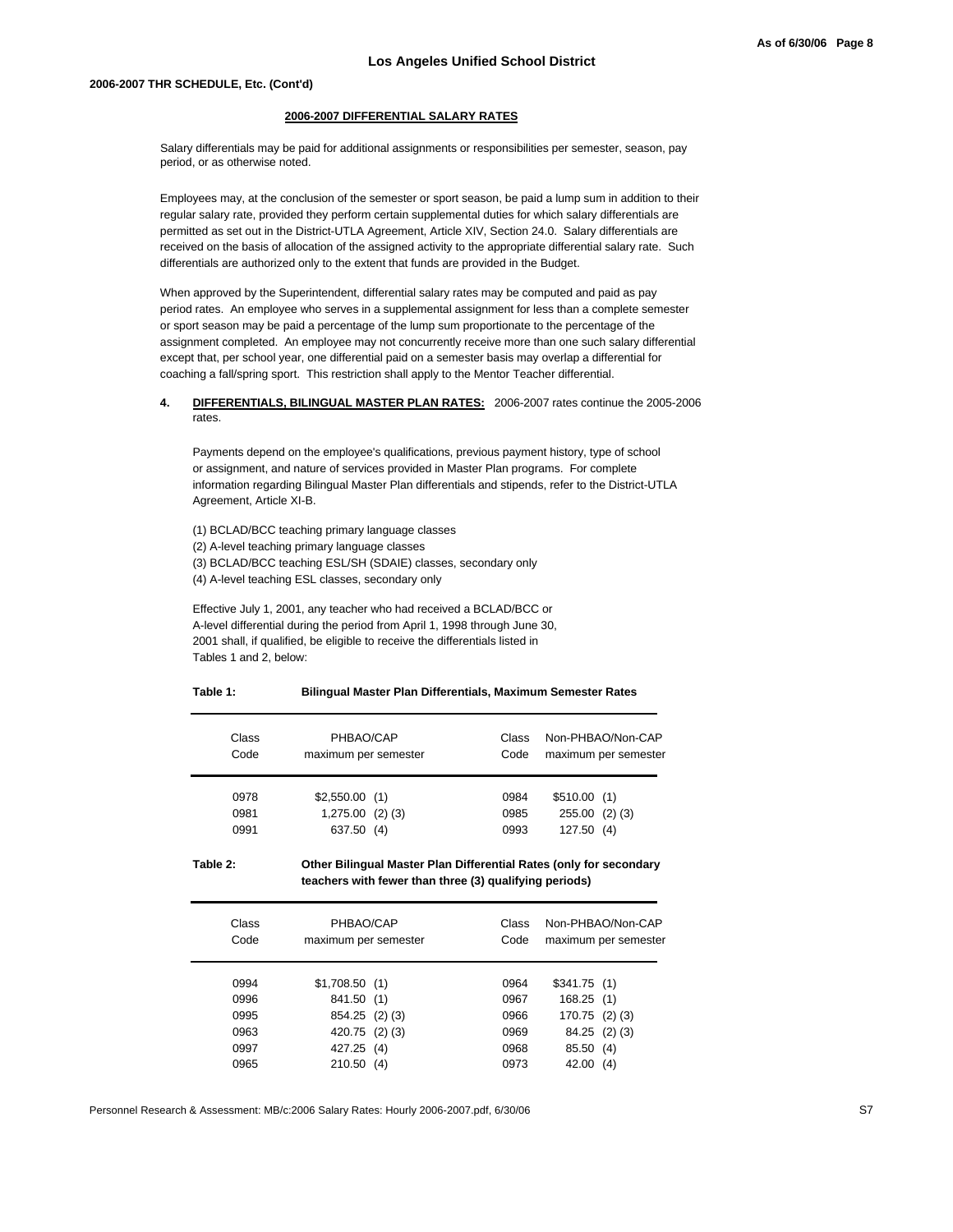## Los Angeles Unified School District

**2006-2007 THR SCHEDULE, Etc. (Cont'd)**

### 2006-2007 DIFFERENTIAL SALARY RATES

Salary differentials may be paid for additional assignments or responsibilities per semester, season, pay period, or as otherwise noted.

Employees may, at the conclusion of the semester or sport season, be paid a lump sum in addition to their regular salary rate, provided they perform certain supplemental duties for which salary differentials are permitted as set out in the District-UTLA Agreement, Article XIV, Section 24.0. Salary differentials are received on the basis of allocation of the assigned activity to the appropriate differential salary rate. Such differentials are authorized only to the extent that funds are provided in the Budget.

When approved by the Superintendent, differential salary rates may be computed and paid as pay period rates. An employee who serves in a supplemental assignment for less than a complete semester or sport season may be paid a percentage of the lump sum proportionate to the percentage of the assignment completed. An employee may not concurrently receive more than one such salary differential except that, per school year, one differential paid on a semester basis may overlap a differential for coaching a fall/spring sport. This restriction shall apply to the Mentor Teacher differential.

**4. DIFFERENTIALS, BILINGUAL MASTER PLAN RATES:** 2006-2007 rates continue the 2005-2006 rates.

Payments depend on the employee's qualifications, previous payment history, type of school or assignment, and nature of services provided in Master Plan programs. For complete information regarding Bilingual Master Plan differentials and stipends, refer to the District-UTLA Agreement, Article XI-B.

(1) BCLAD/BCC teaching primary language classes
(2) A-level teaching primary language classes
(3) BCLAD/BCC teaching ESL/SH (SDAIE) classes, secondary only
(4) A-level teaching ESL classes, secondary only

Effective July 1, 2001, any teacher who had received a BCLAD/BCC or A-level differential during the period from April 1, 1998 through June 30, 2001 shall, if qualified, be eligible to receive the differentials listed in Tables 1 and 2, below:

**Table 1: Bilingual Master Plan Differentials, Maximum Semester Rates**

| Class Code | PHBAO/CAP maximum per semester | Class Code | Non-PHBAO/Non-CAP maximum per semester |
|---|---|---|---|
| 0978 | $2,550.00 (1) | 0984 | $510.00 (1) |
| 0981 | 1,275.00 (2) (3) | 0985 | 255.00 (2) (3) |
| 0991 | 637.50 (4) | 0993 | 127.50 (4) |

**Table 2: Other Bilingual Master Plan Differential Rates (only for secondary teachers with fewer than three (3) qualifying periods)**

| Class Code | PHBAO/CAP maximum per semester | Class Code | Non-PHBAO/Non-CAP maximum per semester |
|---|---|---|---|
| 0994 | $1,708.50 (1) | 0964 | $341.75 (1) |
| 0996 | 841.50 (1) | 0967 | 168.25 (1) |
| 0995 | 854.25 (2) (3) | 0966 | 170.75 (2) (3) |
| 0963 | 420.75 (2) (3) | 0969 | 84.25 (2) (3) |
| 0997 | 427.25 (4) | 0968 | 85.50 (4) |
| 0965 | 210.50 (4) | 0973 | 42.00 (4) |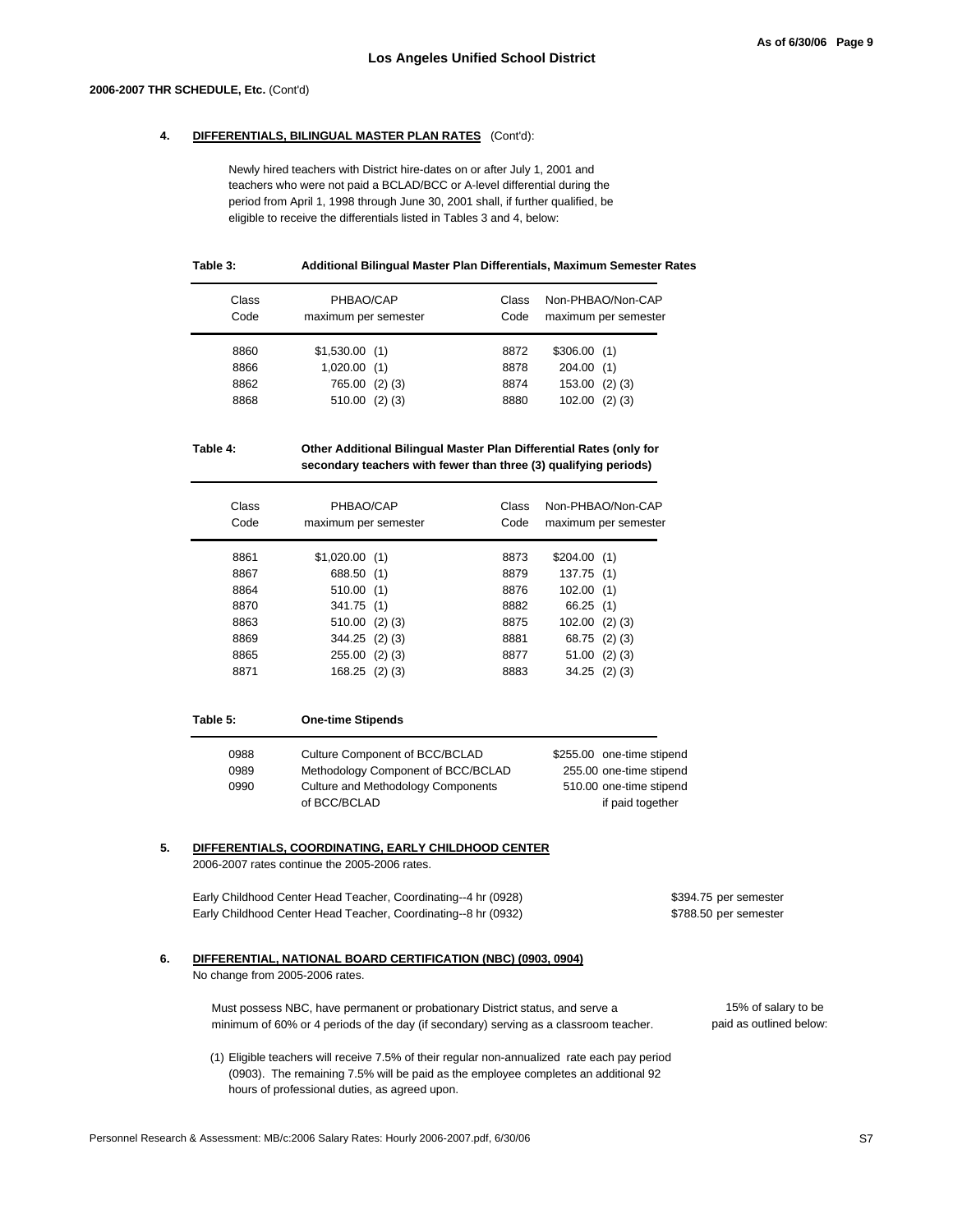**Los Angeles Unified School District**

**2006-2007 THR SCHEDULE, Etc.** (Cont'd)

**4. DIFFERENTIALS, BILINGUAL MASTER PLAN RATES** (Cont'd):

Newly hired teachers with District hire-dates on or after July 1, 2001 and teachers who were not paid a BCLAD/BCC or A-level differential during the period from April 1, 1998 through June 30, 2001 shall, if further qualified, be eligible to receive the differentials listed in Tables 3 and 4, below:

**Table 3: Additional Bilingual Master Plan Differentials, Maximum Semester Rates**

| Class Code | PHBAO/CAP maximum per semester | Class Code | Non-PHBAO/Non-CAP maximum per semester |
|---|---|---|---|
| 8860 | $1,530.00 (1) | 8872 | $306.00 (1) |
| 8866 | 1,020.00 (1) | 8878 | 204.00 (1) |
| 8862 | 765.00 (2) (3) | 8874 | 153.00 (2) (3) |
| 8868 | 510.00 (2) (3) | 8880 | 102.00 (2) (3) |

**Table 4: Other Additional Bilingual Master Plan Differential Rates (only for secondary teachers with fewer than three (3) qualifying periods)**

| Class Code | PHBAO/CAP maximum per semester | Class Code | Non-PHBAO/Non-CAP maximum per semester |
|---|---|---|---|
| 8861 | $1,020.00 (1) | 8873 | $204.00 (1) |
| 8867 | 688.50 (1) | 8879 | 137.75 (1) |
| 8864 | 510.00 (1) | 8876 | 102.00 (1) |
| 8870 | 341.75 (1) | 8882 | 66.25 (1) |
| 8863 | 510.00 (2) (3) | 8875 | 102.00 (2) (3) |
| 8869 | 344.25 (2) (3) | 8881 | 68.75 (2) (3) |
| 8865 | 255.00 (2) (3) | 8877 | 51.00 (2) (3) |
| 8871 | 168.25 (2) (3) | 8883 | 34.25 (2) (3) |

**Table 5: One-time Stipends**

| Code | Description | Stipend |
|---|---|---|
| 0988 | Culture Component of BCC/BCLAD | $255.00 one-time stipend |
| 0989 | Methodology Component of BCC/BCLAD | 255.00 one-time stipend |
| 0990 | Culture and Methodology Components of BCC/BCLAD | 510.00 one-time stipend if paid together |

**5. DIFFERENTIALS, COORDINATING, EARLY CHILDHOOD CENTER**

2006-2007 rates continue the 2005-2006 rates.

| | |
|---|---|
| Early Childhood Center Head Teacher, Coordinating--4 hr (0928) | $394.75 per semester |
| Early Childhood Center Head Teacher, Coordinating--8 hr (0932) | $788.50 per semester |

**6. DIFFERENTIAL, NATIONAL BOARD CERTIFICATION (NBC) (0903, 0904)**

No change from 2005-2006 rates.

Must possess NBC, have permanent or probationary District status, and serve a minimum of 60% or 4 periods of the day (if secondary) serving as a classroom teacher. — 15% of salary to be paid as outlined below:

(1) Eligible teachers will receive 7.5% of their regular non-annualized rate each pay period (0903). The remaining 7.5% will be paid as the employee completes an additional 92 hours of professional duties, as agreed upon.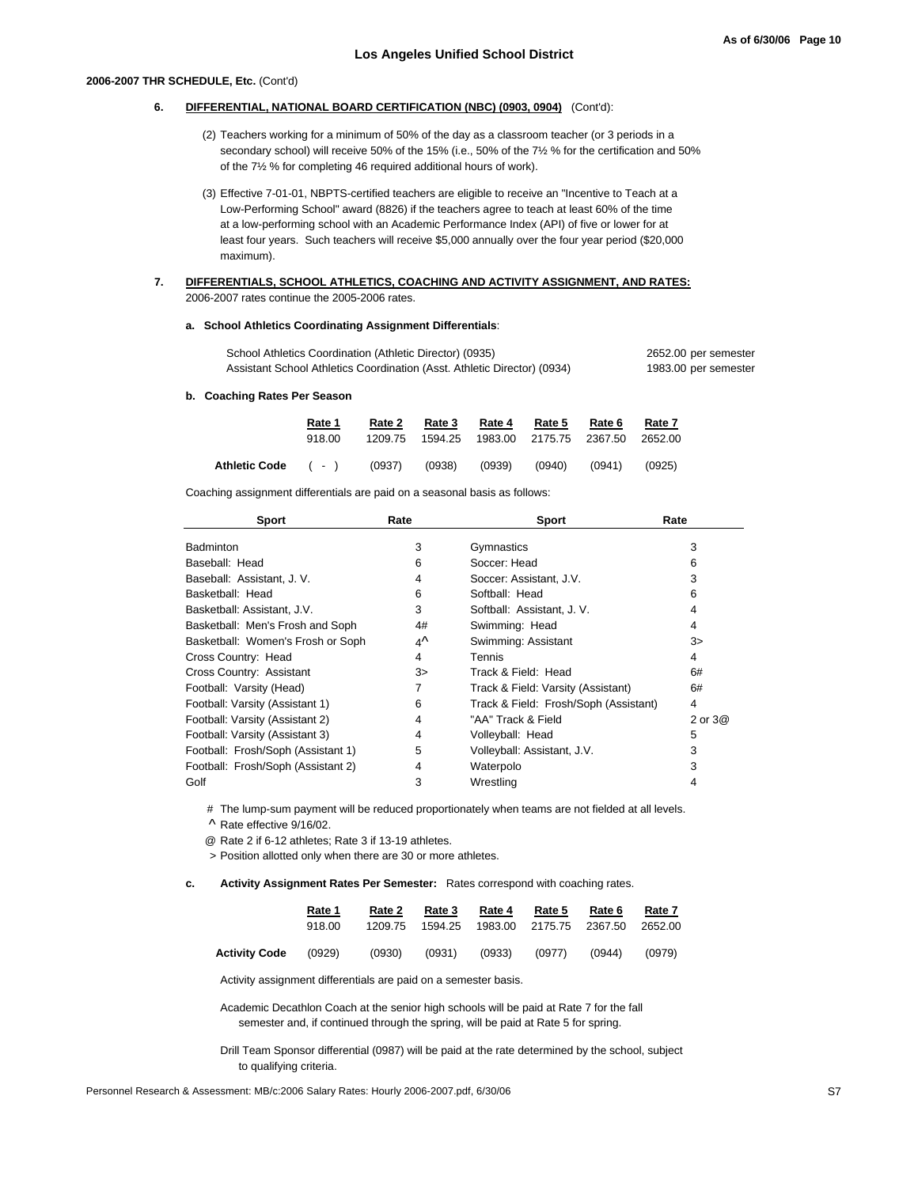## Los Angeles Unified School District

**2006-2007 THR SCHEDULE, Etc.** (Cont'd)

**6. DIFFERENTIAL, NATIONAL BOARD CERTIFICATION (NBC) (0903, 0904)** (Cont'd):

(2) Teachers working for a minimum of 50% of the day as a classroom teacher (or 3 periods in a secondary school) will receive 50% of the 15% (i.e., 50% of the 7½ % for the certification and 50% of the 7½ % for completing 46 required additional hours of work).

(3) Effective 7-01-01, NBPTS-certified teachers are eligible to receive an "Incentive to Teach at a Low-Performing School" award (8826) if the teachers agree to teach at least 60% of the time at a low-performing school with an Academic Performance Index (API) of five or lower for at least four years. Such teachers will receive $5,000 annually over the four year period ($20,000 maximum).

**7. DIFFERENTIALS, SCHOOL ATHLETICS, COACHING AND ACTIVITY ASSIGNMENT, AND RATES:**
2006-2007 rates continue the 2005-2006 rates.

**a. School Athletics Coordinating Assignment Differentials**:

| | |
|---|---|
| School Athletics Coordination (Athletic Director) (0935) | 2652.00 per semester |
| Assistant School Athletics Coordination (Asst. Athletic Director) (0934) | 1983.00 per semester |

**b. Coaching Rates Per Season**

| | Rate 1 | Rate 2 | Rate 3 | Rate 4 | Rate 5 | Rate 6 | Rate 7 |
|---|---|---|---|---|---|---|---|
| | 918.00 | 1209.75 | 1594.25 | 1983.00 | 2175.75 | 2367.50 | 2652.00 |
| **Athletic Code** | ( - ) | (0937) | (0938) | (0939) | (0940) | (0941) | (0925) |

Coaching assignment differentials are paid on a seasonal basis as follows:

| Sport | Rate | Sport | Rate |
|---|---|---|---|
| Badminton | 3 | Gymnastics | 3 |
| Baseball: Head | 6 | Soccer: Head | 6 |
| Baseball: Assistant, J. V. | 4 | Soccer: Assistant, J.V. | 3 |
| Basketball: Head | 6 | Softball: Head | 6 |
| Basketball: Assistant, J.V. | 3 | Softball: Assistant, J. V. | 4 |
| Basketball: Men's Frosh and Soph | 4# | Swimming: Head | 4 |
| Basketball: Women's Frosh or Soph | 4^ | Swimming: Assistant | 3> |
| Cross Country: Head | 4 | Tennis | 4 |
| Cross Country: Assistant | 3> | Track & Field: Head | 6# |
| Football: Varsity (Head) | 7 | Track & Field: Varsity (Assistant) | 6# |
| Football: Varsity (Assistant 1) | 6 | Track & Field: Frosh/Soph (Assistant) | 4 |
| Football: Varsity (Assistant 2) | 4 | "AA" Track & Field | 2 or 3@ |
| Football: Varsity (Assistant 3) | 4 | Volleyball: Head | 5 |
| Football: Frosh/Soph (Assistant 1) | 5 | Volleyball: Assistant, J.V. | 3 |
| Football: Frosh/Soph (Assistant 2) | 4 | Waterpolo | 3 |
| Golf | 3 | Wrestling | 4 |

\# The lump-sum payment will be reduced proportionately when teams are not fielded at all levels.
^ Rate effective 9/16/02.
@ Rate 2 if 6-12 athletes; Rate 3 if 13-19 athletes.
\> Position allotted only when there are 30 or more athletes.

**c. Activity Assignment Rates Per Semester:** Rates correspond with coaching rates.

| | Rate 1 | Rate 2 | Rate 3 | Rate 4 | Rate 5 | Rate 6 | Rate 7 |
|---|---|---|---|---|---|---|---|
| | 918.00 | 1209.75 | 1594.25 | 1983.00 | 2175.75 | 2367.50 | 2652.00 |
| **Activity Code** | (0929) | (0930) | (0931) | (0933) | (0977) | (0944) | (0979) |

Activity assignment differentials are paid on a semester basis.

Academic Decathlon Coach at the senior high schools will be paid at Rate 7 for the fall semester and, if continued through the spring, will be paid at Rate 5 for spring.

Drill Team Sponsor differential (0987) will be paid at the rate determined by the school, subject to qualifying criteria.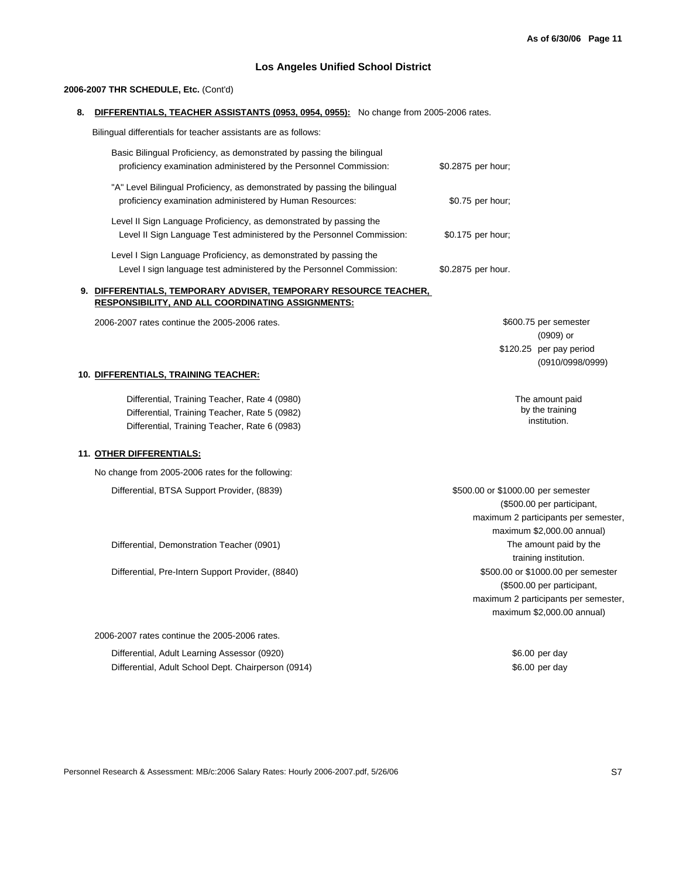## Los Angeles Unified School District

**2006-2007 THR SCHEDULE, Etc.** (Cont'd)

**8. DIFFERENTIALS, TEACHER ASSISTANTS (0953, 0954, 0955):** No change from 2005-2006 rates.

Bilingual differentials for teacher assistants are as follows:

| Proficiency | Rate |
|---|---|
| Basic Bilingual Proficiency, as demonstrated by passing the bilingual proficiency examination administered by the Personnel Commission: | $0.2875 per hour; |
| "A" Level Bilingual Proficiency, as demonstrated by passing the bilingual proficiency examination administered by Human Resources: | $0.75 per hour; |
| Level II Sign Language Proficiency, as demonstrated by passing the Level II Sign Language Test administered by the Personnel Commission: | $0.175 per hour; |
| Level I Sign Language Proficiency, as demonstrated by passing the Level I sign language test administered by the Personnel Commission: | $0.2875 per hour. |

**9. DIFFERENTIALS, TEMPORARY ADVISER, TEMPORARY RESOURCE TEACHER, RESPONSIBILITY, AND ALL COORDINATING ASSIGNMENTS:**

| | |
|---|---|
| 2006-2007 rates continue the 2005-2006 rates. | $600.75 per semester (0909) or $120.25 per pay period (0910/0998/0999) |

**10. DIFFERENTIALS, TRAINING TEACHER:**

| | |
|---|---|
| Differential, Training Teacher, Rate 4 (0980) | The amount paid by the training institution. |
| Differential, Training Teacher, Rate 5 (0982) | |
| Differential, Training Teacher, Rate 6 (0983) | |

**11. OTHER DIFFERENTIALS:**

No change from 2005-2006 rates for the following:

| | |
|---|---|
| Differential, BTSA Support Provider, (8839) | $500.00 or $1000.00 per semester ($500.00 per participant, maximum 2 participants per semester, maximum $2,000.00 annual) |
| Differential, Demonstration Teacher (0901) | The amount paid by the training institution. |
| Differential, Pre-Intern Support Provider, (8840) | $500.00 or $1000.00 per semester ($500.00 per participant, maximum 2 participants per semester, maximum $2,000.00 annual) |

2006-2007 rates continue the 2005-2006 rates.

| | |
|---|---|
| Differential, Adult Learning Assessor (0920) | $6.00 per day |
| Differential, Adult School Dept. Chairperson (0914) | $6.00 per day |

Personnel Research & Assessment: MB/c:2006 Salary Rates: Hourly 2006-2007.pdf, 5/26/06 S7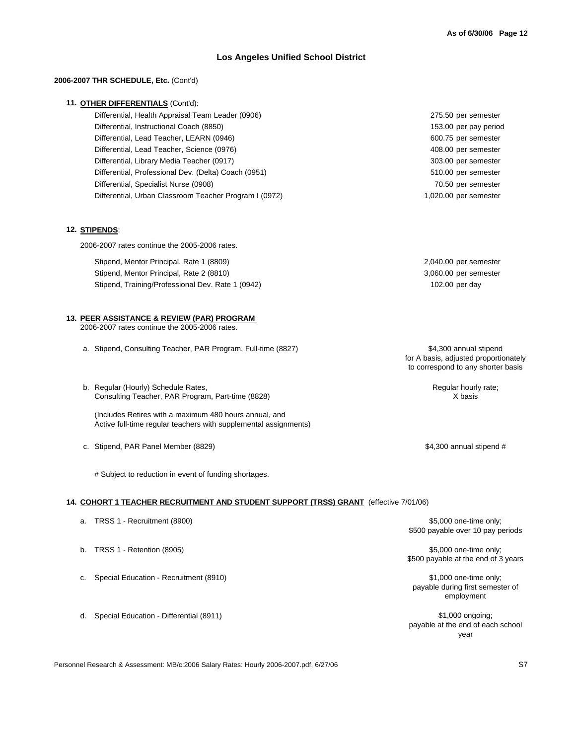## Los Angeles Unified School District

**2006-2007 THR SCHEDULE, Etc.** (Cont'd)

**11. OTHER DIFFERENTIALS** (Cont'd):

| | |
|---|---|
| Differential, Health Appraisal Team Leader (0906) | 275.50 per semester |
| Differential, Instructional Coach (8850) | 153.00 per pay period |
| Differential, Lead Teacher, LEARN (0946) | 600.75 per semester |
| Differential, Lead Teacher, Science (0976) | 408.00 per semester |
| Differential, Library Media Teacher (0917) | 303.00 per semester |
| Differential, Professional Dev. (Delta) Coach (0951) | 510.00 per semester |
| Differential, Specialist Nurse (0908) | 70.50 per semester |
| Differential, Urban Classroom Teacher Program I (0972) | 1,020.00 per semester |

**12. STIPENDS**:

2006-2007 rates continue the 2005-2006 rates.

| | |
|---|---|
| Stipend, Mentor Principal, Rate 1 (8809) | 2,040.00 per semester |
| Stipend, Mentor Principal, Rate 2 (8810) | 3,060.00 per semester |
| Stipend, Training/Professional Dev. Rate 1 (0942) | 102.00 per day |

**13. PEER ASSISTANCE & REVIEW (PAR) PROGRAM**

2006-2007 rates continue the 2005-2006 rates.

| | |
|---|---|
| a. Stipend, Consulting Teacher, PAR Program, Full-time (8827) | $4,300 annual stipend for A basis, adjusted proportionately to correspond to any shorter basis |
| b. Regular (Hourly) Schedule Rates, Consulting Teacher, PAR Program, Part-time (8828) | Regular hourly rate; X basis |
| c. Stipend, PAR Panel Member (8829) | $4,300 annual stipend # |

(Includes Retires with a maximum 480 hours annual, and Active full-time regular teachers with supplemental assignments)

# Subject to reduction in event of funding shortages.

**14. COHORT 1 TEACHER RECRUITMENT AND STUDENT SUPPORT (TRSS) GRANT** (effective 7/01/06)

| | |
|---|---|
| a. TRSS 1 - Recruitment (8900) | $5,000 one-time only; $500 payable over 10 pay periods |
| b. TRSS 1 - Retention (8905) | $5,000 one-time only; $500 payable at the end of 3 years |
| c. Special Education - Recruitment (8910) | $1,000 one-time only; payable during first semester of employment |
| d. Special Education - Differential (8911) | $1,000 ongoing; payable at the end of each school year |

Personnel Research & Assessment: MB/c:2006 Salary Rates: Hourly 2006-2007.pdf, 6/27/06